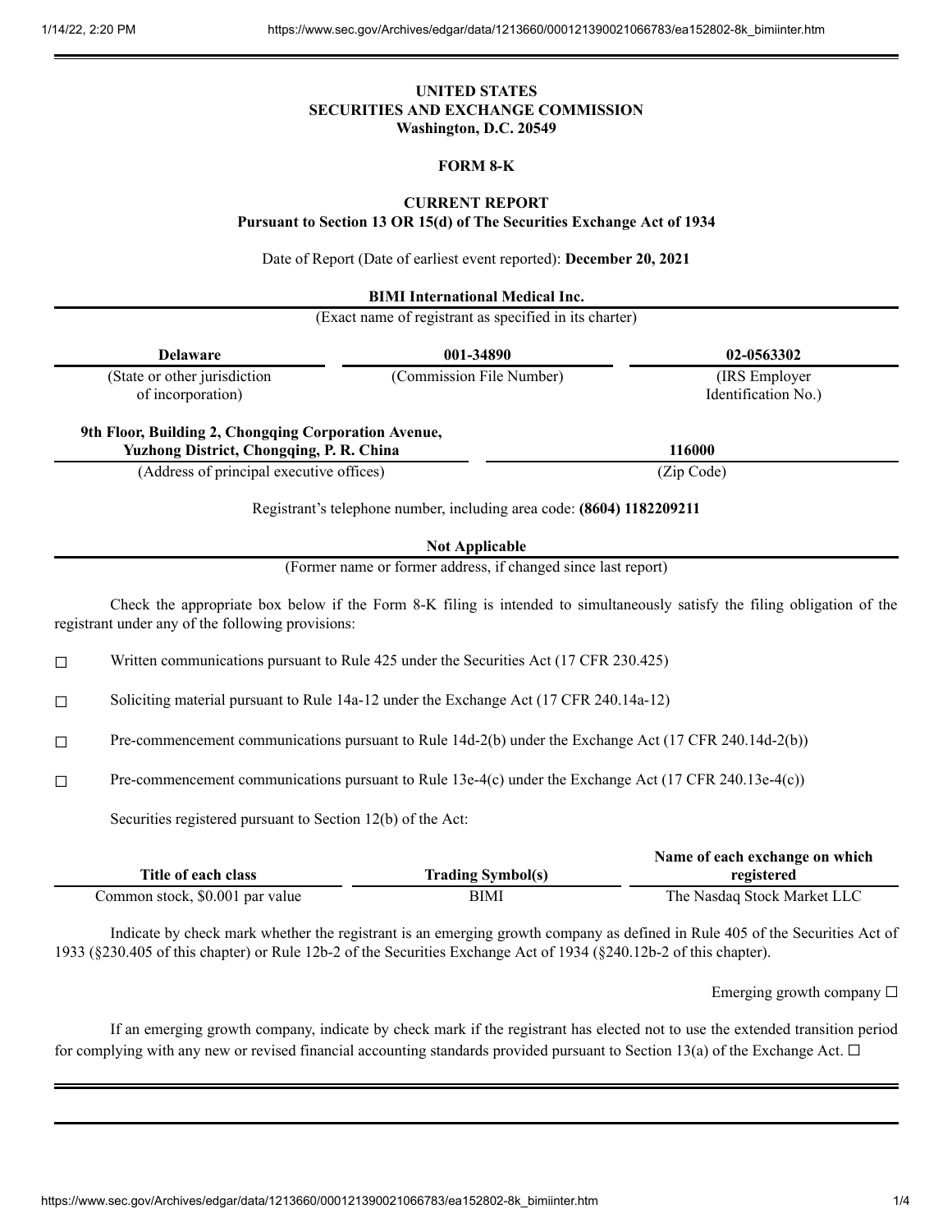# UNITED STATES
# SECURITIES AND EXCHANGE COMMISSION
**Washington, D.C. 20549**

## FORM 8-K

## CURRENT REPORT
**Pursuant to Section 13 OR 15(d) of The Securities Exchange Act of 1934**

Date of Report (Date of earliest event reported): **December 20, 2021**

**BIMI International Medical Inc.**

(Exact name of registrant as specified in its charter)

| Delaware | 001-34890 | 02-0563302 |
|---|---|---|
| (State or other jurisdiction of incorporation) | (Commission File Number) | (IRS Employer Identification No.) |

| 9th Floor, Building 2, Chongqing Corporation Avenue, Yuzhong District, Chongqing, P. R. China | 116000 |
|---|---|
| (Address of principal executive offices) | (Zip Code) |

Registrant's telephone number, including area code: **(8604) 1182209211**

**Not Applicable**

(Former name or former address, if changed since last report)

Check the appropriate box below if the Form 8-K filing is intended to simultaneously satisfy the filing obligation of the registrant under any of the following provisions:

☐ Written communications pursuant to Rule 425 under the Securities Act (17 CFR 230.425)

☐ Soliciting material pursuant to Rule 14a-12 under the Exchange Act (17 CFR 240.14a-12)

☐ Pre-commencement communications pursuant to Rule 14d-2(b) under the Exchange Act (17 CFR 240.14d-2(b))

☐ Pre-commencement communications pursuant to Rule 13e-4(c) under the Exchange Act (17 CFR 240.13e-4(c))

Securities registered pursuant to Section 12(b) of the Act:

| Title of each class | Trading Symbol(s) | Name of each exchange on which registered |
|---|---|---|
| Common stock, $0.001 par value | BIMI | The Nasdaq Stock Market LLC |

Indicate by check mark whether the registrant is an emerging growth company as defined in Rule 405 of the Securities Act of 1933 (§230.405 of this chapter) or Rule 12b-2 of the Securities Exchange Act of 1934 (§240.12b-2 of this chapter).

Emerging growth company ☐

If an emerging growth company, indicate by check mark if the registrant has elected not to use the extended transition period for complying with any new or revised financial accounting standards provided pursuant to Section 13(a) of the Exchange Act. ☐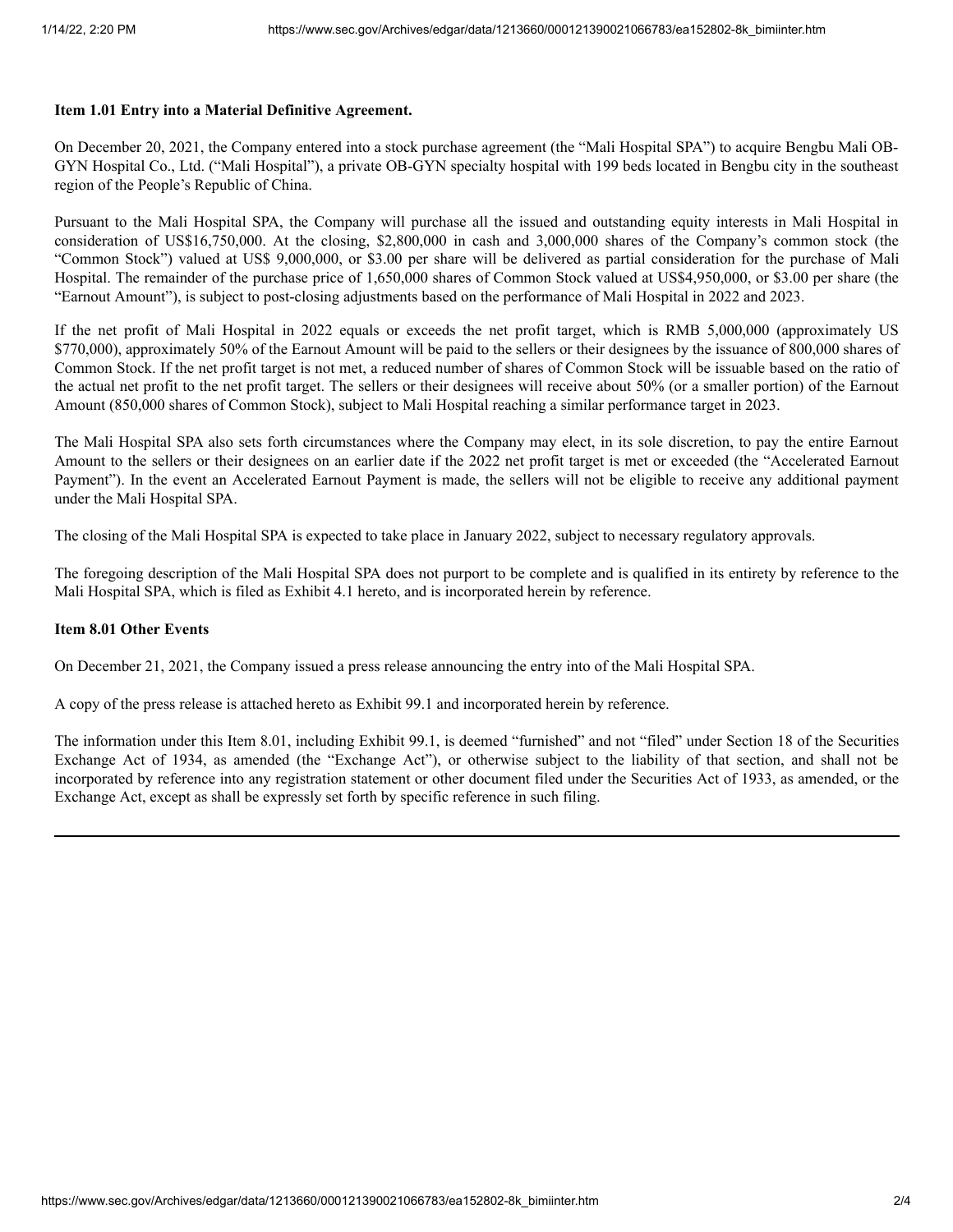**Item 1.01 Entry into a Material Definitive Agreement.**

On December 20, 2021, the Company entered into a stock purchase agreement (the "Mali Hospital SPA") to acquire Bengbu Mali OB-GYN Hospital Co., Ltd. ("Mali Hospital"), a private OB-GYN specialty hospital with 199 beds located in Bengbu city in the southeast region of the People's Republic of China.

Pursuant to the Mali Hospital SPA, the Company will purchase all the issued and outstanding equity interests in Mali Hospital in consideration of US$16,750,000. At the closing, $2,800,000 in cash and 3,000,000 shares of the Company's common stock (the "Common Stock") valued at US$ 9,000,000, or $3.00 per share will be delivered as partial consideration for the purchase of Mali Hospital. The remainder of the purchase price of 1,650,000 shares of Common Stock valued at US$4,950,000, or $3.00 per share (the "Earnout Amount"), is subject to post-closing adjustments based on the performance of Mali Hospital in 2022 and 2023.

If the net profit of Mali Hospital in 2022 equals or exceeds the net profit target, which is RMB 5,000,000 (approximately US $770,000), approximately 50% of the Earnout Amount will be paid to the sellers or their designees by the issuance of 800,000 shares of Common Stock. If the net profit target is not met, a reduced number of shares of Common Stock will be issuable based on the ratio of the actual net profit to the net profit target. The sellers or their designees will receive about 50% (or a smaller portion) of the Earnout Amount (850,000 shares of Common Stock), subject to Mali Hospital reaching a similar performance target in 2023.

The Mali Hospital SPA also sets forth circumstances where the Company may elect, in its sole discretion, to pay the entire Earnout Amount to the sellers or their designees on an earlier date if the 2022 net profit target is met or exceeded (the "Accelerated Earnout Payment"). In the event an Accelerated Earnout Payment is made, the sellers will not be eligible to receive any additional payment under the Mali Hospital SPA.

The closing of the Mali Hospital SPA is expected to take place in January 2022, subject to necessary regulatory approvals.

The foregoing description of the Mali Hospital SPA does not purport to be complete and is qualified in its entirety by reference to the Mali Hospital SPA, which is filed as Exhibit 4.1 hereto, and is incorporated herein by reference.

**Item 8.01 Other Events**

On December 21, 2021, the Company issued a press release announcing the entry into of the Mali Hospital SPA.

A copy of the press release is attached hereto as Exhibit 99.1 and incorporated herein by reference.

The information under this Item 8.01, including Exhibit 99.1, is deemed "furnished" and not "filed" under Section 18 of the Securities Exchange Act of 1934, as amended (the "Exchange Act"), or otherwise subject to the liability of that section, and shall not be incorporated by reference into any registration statement or other document filed under the Securities Act of 1933, as amended, or the Exchange Act, except as shall be expressly set forth by specific reference in such filing.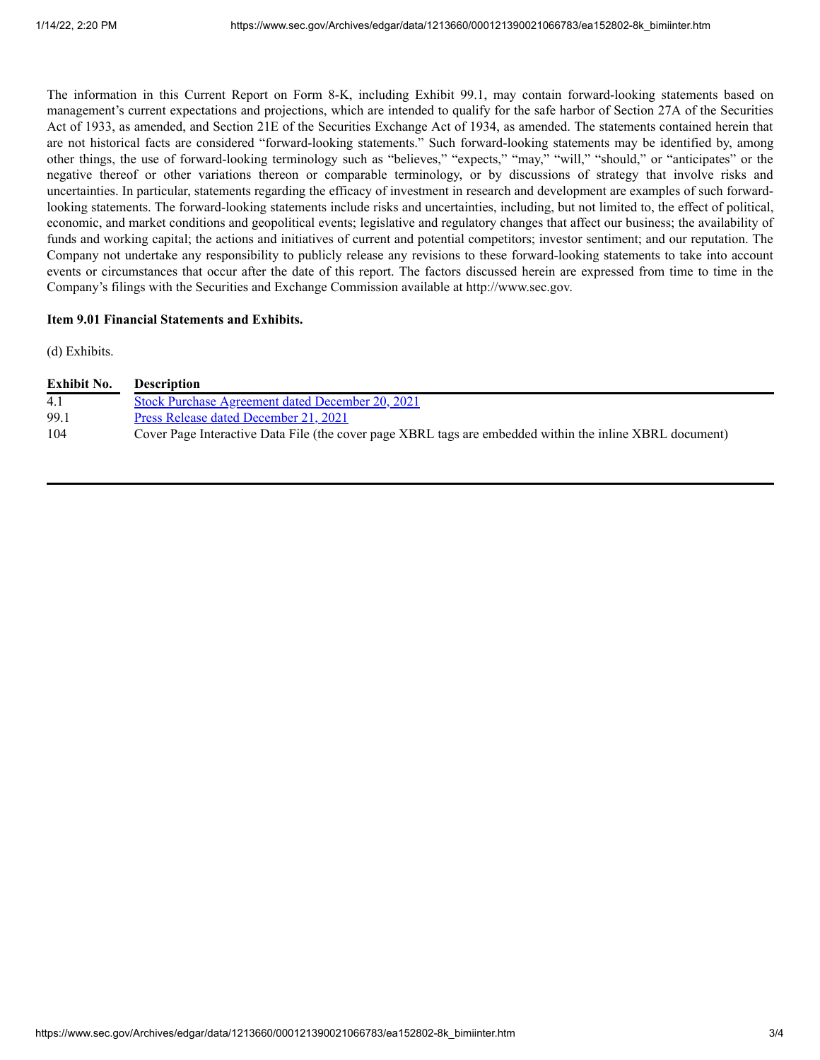The information in this Current Report on Form 8-K, including Exhibit 99.1, may contain forward-looking statements based on management's current expectations and projections, which are intended to qualify for the safe harbor of Section 27A of the Securities Act of 1933, as amended, and Section 21E of the Securities Exchange Act of 1934, as amended. The statements contained herein that are not historical facts are considered "forward-looking statements." Such forward-looking statements may be identified by, among other things, the use of forward-looking terminology such as "believes," "expects," "may," "will," "should," or "anticipates" or the negative thereof or other variations thereon or comparable terminology, or by discussions of strategy that involve risks and uncertainties. In particular, statements regarding the efficacy of investment in research and development are examples of such forward-looking statements. The forward-looking statements include risks and uncertainties, including, but not limited to, the effect of political, economic, and market conditions and geopolitical events; legislative and regulatory changes that affect our business; the availability of funds and working capital; the actions and initiatives of current and potential competitors; investor sentiment; and our reputation. The Company not undertake any responsibility to publicly release any revisions to these forward-looking statements to take into account events or circumstances that occur after the date of this report. The factors discussed herein are expressed from time to time in the Company's filings with the Securities and Exchange Commission available at http://www.sec.gov.

**Item 9.01 Financial Statements and Exhibits.**

(d) Exhibits.

| Exhibit No. | Description |
|---|---|
| 4.1 | Stock Purchase Agreement dated December 20, 2021 |
| 99.1 | Press Release dated December 21, 2021 |
| 104 | Cover Page Interactive Data File (the cover page XBRL tags are embedded within the inline XBRL document) |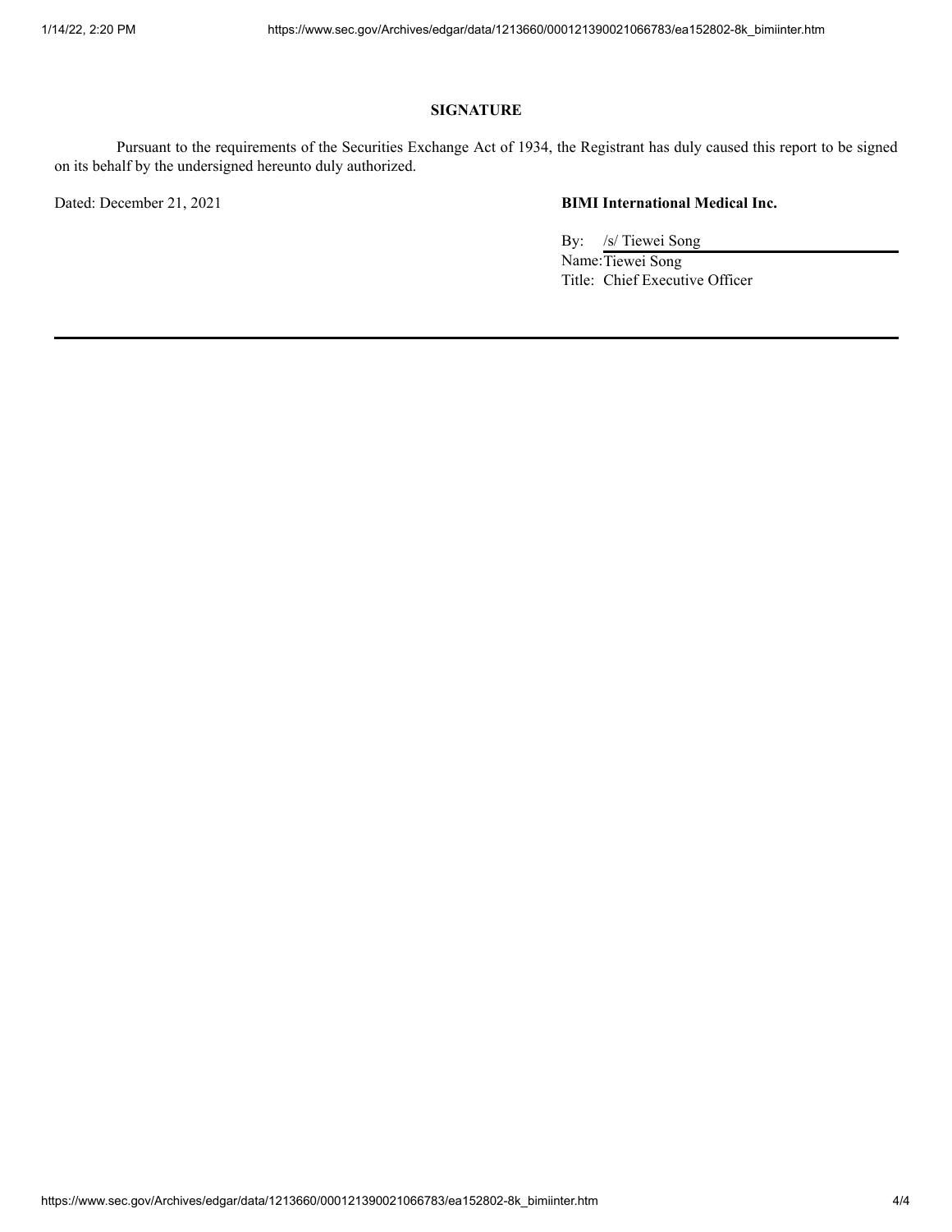**SIGNATURE**

Pursuant to the requirements of the Securities Exchange Act of 1934, the Registrant has duly caused this report to be signed on its behalf by the undersigned hereunto duly authorized.

Dated: December 21, 2021

**BIMI International Medical Inc.**

By: /s/ Tiewei Song

Name: Tiewei Song

Title: Chief Executive Officer